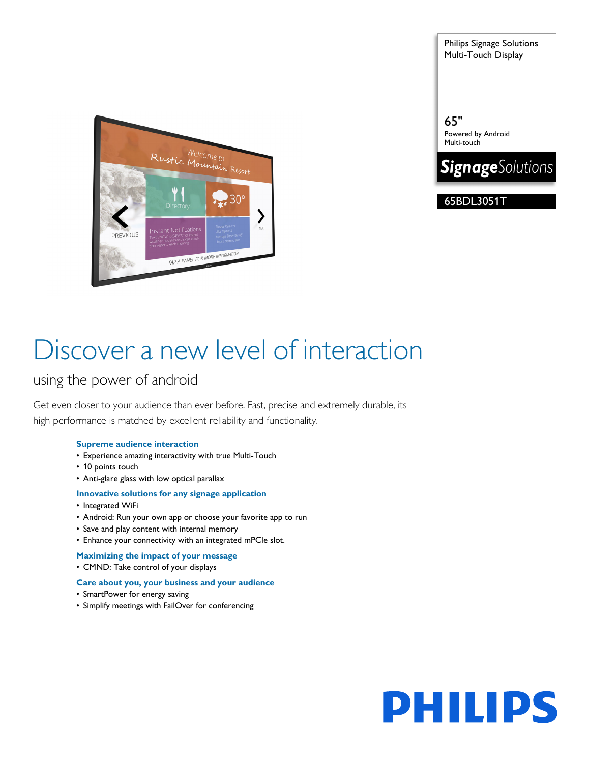Philips Signage Solutions
Multi-Touch Display

65"
Powered by Android
Multi-touch

**Signage**Solutions

65BDL3051T

# Discover a new level of interaction

## using the power of android

Get even closer to your audience than ever before. Fast, precise and extremely durable, its high performance is matched by excellent reliability and functionality.

### Supreme audience interaction

- Experience amazing interactivity with true Multi-Touch
- 10 points touch
- Anti-glare glass with low optical parallax

### Innovative solutions for any signage application

- Integrated WiFi
- Android: Run your own app or choose your favorite app to run
- Save and play content with internal memory
- Enhance your connectivity with an integrated mPCIe slot.

### Maximizing the impact of your message

- CMND: Take control of your displays

### Care about you, your business and your audience

- SmartPower for energy saving
- Simplify meetings with FailOver for conferencing

PHILIPS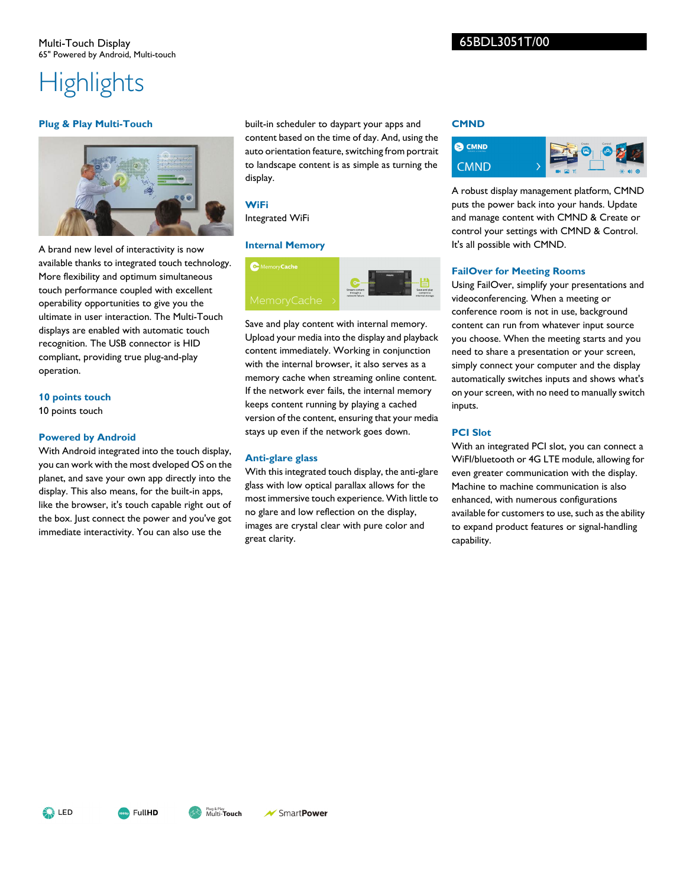Multi-Touch Display
65" Powered by Android, Multi-touch

65BDL3051T/00

# Highlights

### Plug & Play Multi-Touch

A brand new level of interactivity is now available thanks to integrated touch technology. More flexibility and optimum simultaneous touch performance coupled with excellent operability opportunities to give you the ultimate in user interaction. The Multi-Touch displays are enabled with automatic touch recognition. The USB connector is HID compliant, providing true plug-and-play operation.

### 10 points touch

10 points touch

### Powered by Android

With Android integrated into the touch display, you can work with the most dveloped OS on the planet, and save your own app directly into the display. This also means, for the built-in apps, like the browser, it's touch capable right out of the box. Just connect the power and you've got immediate interactivity. You can also use the built-in scheduler to daypart your apps and content based on the time of day. And, using the auto orientation feature, switching from portrait to landscape content is as simple as turning the display.

### WiFi

Integrated WiFi

### Internal Memory

Save and play content with internal memory. Upload your media into the display and playback content immediately. Working in conjunction with the internal browser, it also serves as a memory cache when streaming online content. If the network ever fails, the internal memory keeps content running by playing a cached version of the content, ensuring that your media stays up even if the network goes down.

### Anti-glare glass

With this integrated touch display, the anti-glare glass with low optical parallax allows for the most immersive touch experience. With little to no glare and low reflection on the display, images are crystal clear with pure color and great clarity.

### CMND

A robust display management platform, CMND puts the power back into your hands. Update and manage content with CMND & Create or control your settings with CMND & Control. It's all possible with CMND.

### FailOver for Meeting Rooms

Using FailOver, simplify your presentations and videoconferencing. When a meeting or conference room is not in use, background content can run from whatever input source you choose. When the meeting starts and you need to share a presentation or your screen, simply connect your computer and the display automatically switches inputs and shows what's on your screen, with no need to manually switch inputs.

### PCI Slot

With an integrated PCI slot, you can connect a WiFI/bluetooth or 4G LTE module, allowing for even greater communication with the display. Machine to machine communication is also enhanced, with numerous configurations available for customers to use, such as the ability to expand product features or signal-handling capability.

LED FullHD Plug & Play Multi-Touch SmartPower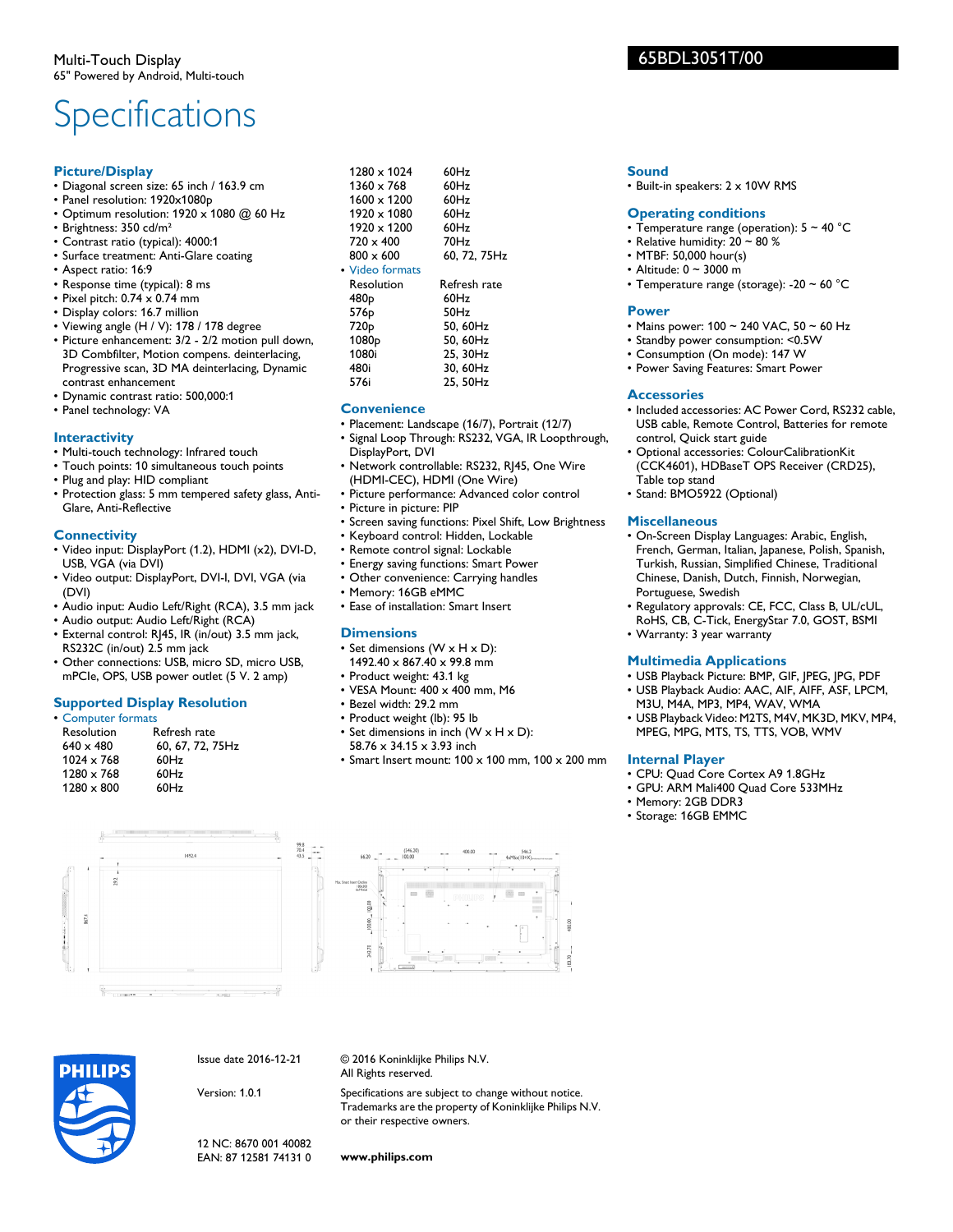Multi-Touch Display
65" Powered by Android, Multi-touch

65BDL3051T/00

# Specifications

## Picture/Display

- Diagonal screen size: 65 inch / 163.9 cm
- Panel resolution: 1920x1080p
- Optimum resolution: 1920 x 1080 @ 60 Hz
- Brightness: 350 cd/m²
- Contrast ratio (typical): 4000:1
- Surface treatment: Anti-Glare coating
- Aspect ratio: 16:9
- Response time (typical): 8 ms
- Pixel pitch: 0.74 x 0.74 mm
- Display colors: 16.7 million
- Viewing angle (H / V): 178 / 178 degree
- Picture enhancement: 3/2 - 2/2 motion pull down, 3D Combfilter, Motion compens. deinterlacing, Progressive scan, 3D MA deinterlacing, Dynamic contrast enhancement
- Dynamic contrast ratio: 500,000:1
- Panel technology: VA

## Interactivity

- Multi-touch technology: Infrared touch
- Touch points: 10 simultaneous touch points
- Plug and play: HID compliant
- Protection glass: 5 mm tempered safety glass, Anti-Glare, Anti-Reflective

## Connectivity

- Video input: DisplayPort (1.2), HDMI (x2), DVI-D, USB, VGA (via DVI)
- Video output: DisplayPort, DVI-I, DVI, VGA (via (DVI)
- Audio input: Audio Left/Right (RCA), 3.5 mm jack
- Audio output: Audio Left/Right (RCA)
- External control: RJ45, IR (in/out) 3.5 mm jack, RS232C (in/out) 2.5 mm jack
- Other connections: USB, micro SD, micro USB, mPCIe, OPS, USB power outlet (5 V. 2 amp)

## Supported Display Resolution

- Computer formats

| Resolution | Refresh rate |
|---|---|
| 640 x 480 | 60, 67, 72, 75Hz |
| 1024 x 768 | 60Hz |
| 1280 x 768 | 60Hz |
| 1280 x 800 | 60Hz |
| 1280 x 1024 | 60Hz |
| 1360 x 768 | 60Hz |
| 1600 x 1200 | 60Hz |
| 1920 x 1080 | 60Hz |
| 1920 x 1200 | 60Hz |
| 720 x 400 | 70Hz |
| 800 x 600 | 60, 72, 75Hz |

- Video formats

| Resolution | Refresh rate |
|---|---|
| 480p | 60Hz |
| 576p | 50Hz |
| 720p | 50, 60Hz |
| 1080p | 50, 60Hz |
| 1080i | 25, 30Hz |
| 480i | 30, 60Hz |
| 576i | 25, 50Hz |

## Convenience

- Placement: Landscape (16/7), Portrait (12/7)
- Signal Loop Through: RS232, VGA, IR Loopthrough, DisplayPort, DVI
- Network controllable: RS232, RJ45, One Wire (HDMI-CEC), HDMI (One Wire)
- Picture performance: Advanced color control
- Picture in picture: PIP
- Screen saving functions: Pixel Shift, Low Brightness
- Keyboard control: Hidden, Lockable
- Remote control signal: Lockable
- Energy saving functions: Smart Power
- Other convenience: Carrying handles
- Memory: 16GB eMMC
- Ease of installation: Smart Insert

## Dimensions

- Set dimensions (W x H x D): 1492.40 x 867.40 x 99.8 mm
- Product weight: 43.1 kg
- VESA Mount: 400 x 400 mm, M6
- Bezel width: 29.2 mm
- Product weight (lb): 95 lb
- Set dimensions in inch (W x H x D): 58.76 x 34.15 x 3.93 inch
- Smart Insert mount: 100 x 100 mm, 100 x 200 mm

## Sound

- Built-in speakers: 2 x 10W RMS

## Operating conditions

- Temperature range (operation): 5 ~ 40 °C
- Relative humidity: 20 ~ 80 %
- MTBF: 50,000 hour(s)
- Altitude: 0 ~ 3000 m
- Temperature range (storage): -20 ~ 60 °C

## Power

- Mains power: 100 ~ 240 VAC, 50 ~ 60 Hz
- Standby power consumption: <0.5W
- Consumption (On mode): 147 W
- Power Saving Features: Smart Power

## Accessories

- Included accessories: AC Power Cord, RS232 cable, USB cable, Remote Control, Batteries for remote control, Quick start guide
- Optional accessories: ColourCalibrationKit (CCK4601), HDBaseT OPS Receiver (CRD25), Table top stand
- Stand: BM05922 (Optional)

## Miscellaneous

- On-Screen Display Languages: Arabic, English, French, German, Italian, Japanese, Polish, Spanish, Turkish, Russian, Simplified Chinese, Traditional Chinese, Danish, Dutch, Finnish, Norwegian, Portuguese, Swedish
- Regulatory approvals: CE, FCC, Class B, UL/cUL, RoHS, CB, C-Tick, EnergyStar 7.0, GOST, BSMI
- Warranty: 3 year warranty

## Multimedia Applications

- USB Playback Picture: BMP, GIF, JPEG, JPG, PDF
- USB Playback Audio: AAC, AIF, AIFF, ASF, LPCM, M3U, M4A, MP3, MP4, WAV, WMA
- USB Playback Video: M2TS, M4V, MK3D, MKV, MP4, MPEG, MPG, MTS, TS, TTS, VOB, WMV

## Internal Player

- CPU: Quad Core Cortex A9 1.8GHz
- GPU: ARM Mali400 Quad Core 533MHz
- Memory: 2GB DDR3
- Storage: 16GB EMMC

Issue date 2016-12-21

Version: 1.0.1

12 NC: 8670 001 40082
EAN: 87 12581 74131 0

© 2016 Koninklijke Philips N.V.
All Rights reserved.

Specifications are subject to change without notice. Trademarks are the property of Koninklijke Philips N.V. or their respective owners.

www.philips.com